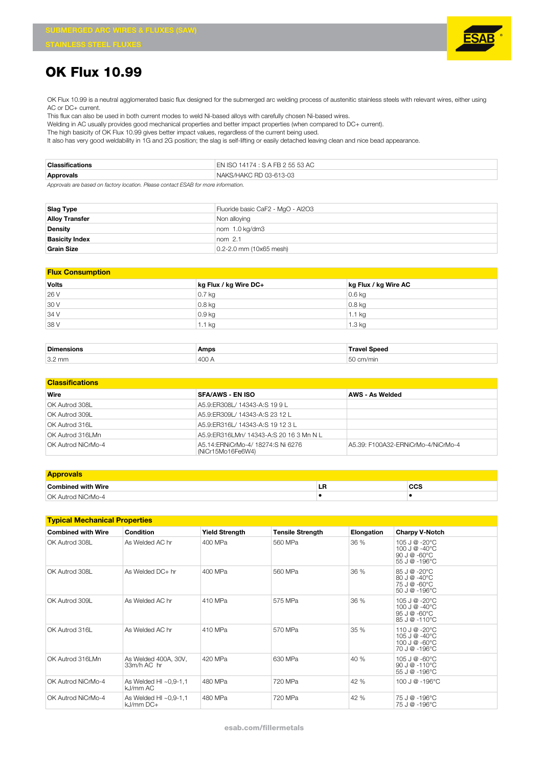SUBMERGED ARC WIRES & FLUXES (SAW)

STAINLESS STEEL FLUXES

# OK Flux 10.99

OK Flux 10.99 is a neutral agglomerated basic flux designed for the submerged arc welding process of austenitic stainless steels with relevant wires, either using AC or DC+ current.

This flux can also be used in both current modes to weld Ni-based alloys with carefully chosen Ni-based wires.

Welding in AC usually provides good mechanical properties and better impact properties (when compared to DC+ current).

The high basicity of OK Flux 10.99 gives better impact values, regardless of the current being used.

It also has very good weldability in 1G and 2G position; the slag is self-lifting or easily detached leaving clean and nice bead appearance.

| Classifications | EN ISO 14174 : S A FB 2 55 53 AC |
|---|---|
| Approvals | NAKS/HAKC RD 03-613-03 |

*Approvals are based on factory location. Please contact ESAB for more information.*

| Slag Type | Fluoride basic CaF2 - MgO - Al2O3 |
|---|---|
| Alloy Transfer | Non alloying |
| Density | nom 1.0 kg/dm3 |
| Basicity Index | nom 2.1 |
| Grain Size | 0.2-2.0 mm (10x65 mesh) |

## Flux Consumption

| Volts | kg Flux / kg Wire DC+ | kg Flux / kg Wire AC |
|---|---|---|
| 26 V | 0.7 kg | 0.6 kg |
| 30 V | 0.8 kg | 0.8 kg |
| 34 V | 0.9 kg | 1.1 kg |
| 38 V | 1.1 kg | 1.3 kg |

| Dimensions | Amps | Travel Speed |
|---|---|---|
| 3.2 mm | 400 A | 50 cm/min |

## Classifications

| Wire | SFA/AWS - EN ISO | AWS - As Welded |
|---|---|---|
| OK Autrod 308L | A5.9:ER308L/ 14343-A:S 19 9 L | |
| OK Autrod 309L | A5.9:ER309L/ 14343-A:S 23 12 L | |
| OK Autrod 316L | A5.9:ER316L/ 14343-A:S 19 12 3 L | |
| OK Autrod 316LMn | A5.9:ER316LMn/ 14343-A:S 20 16 3 Mn N L | |
| OK Autrod NiCrMo-4 | A5.14:ERNiCrMo-4/ 18274:S Ni 6276 (NiCr15Mo16Fe6W4) | A5.39: F100A32-ERNiCrMo-4/NiCrMo-4 |

## Approvals

| Combined with Wire | LR | CCS |
|---|---|---|
| OK Autrod NiCrMo-4 | • | • |

## Typical Mechanical Properties

| Combined with Wire | Condition | Yield Strength | Tensile Strength | Elongation | Charpy V-Notch |
|---|---|---|---|---|---|
| OK Autrod 308L | As Welded AC hr | 400 MPa | 560 MPa | 36 % | 105 J @ -20°C<br>100 J @ -40°C<br>90 J @ -60°C<br>55 J @ -196°C |
| OK Autrod 308L | As Welded DC+ hr | 400 MPa | 560 MPa | 36 % | 85 J @ -20°C<br>80 J @ -40°C<br>75 J @ -60°C<br>50 J @ -196°C |
| OK Autrod 309L | As Welded AC hr | 410 MPa | 575 MPa | 36 % | 105 J @ -20°C<br>100 J @ -40°C<br>95 J @ -60°C<br>85 J @ -110°C |
| OK Autrod 316L | As Welded AC hr | 410 MPa | 570 MPa | 35 % | 110 J @ -20°C<br>105 J @ -40°C<br>100 J @ -60°C<br>70 J @ -196°C |
| OK Autrod 316LMn | As Welded 400A, 30V, 33m/h AC hr | 420 MPa | 630 MPa | 40 % | 105 J @ -60°C<br>90 J @ -110°C<br>55 J @ -196°C |
| OK Autrod NiCrMo-4 | As Welded HI ~0,9-1,1 kJ/mm AC | 480 MPa | 720 MPa | 42 % | 100 J @ -196°C |
| OK Autrod NiCrMo-4 | As Welded HI ~0,9-1,1 kJ/mm DC+ | 480 MPa | 720 MPa | 42 % | 75 J @ -196°C<br>75 J @ -196°C |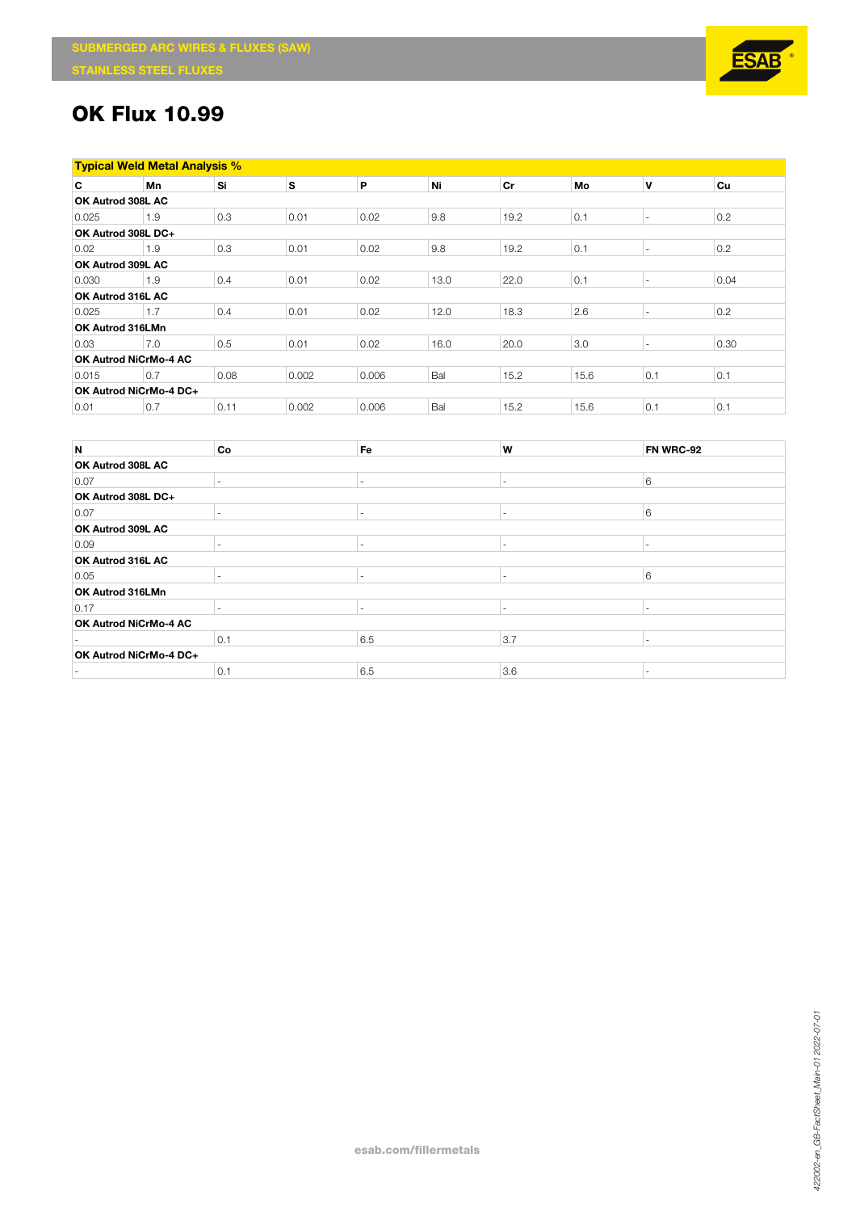# OK Flux 10.99

**Typical Weld Metal Analysis %**

| C | Mn | Si | S | P | Ni | Cr | Mo | V | Cu |
|---|---|---|---|---|---|---|---|---|---|
| **OK Autrod 308L AC** | | | | | | | | | |
| 0.025 | 1.9 | 0.3 | 0.01 | 0.02 | 9.8 | 19.2 | 0.1 | - | 0.2 |
| **OK Autrod 308L DC+** | | | | | | | | | |
| 0.02 | 1.9 | 0.3 | 0.01 | 0.02 | 9.8 | 19.2 | 0.1 | - | 0.2 |
| **OK Autrod 309L AC** | | | | | | | | | |
| 0.030 | 1.9 | 0.4 | 0.01 | 0.02 | 13.0 | 22.0 | 0.1 | - | 0.04 |
| **OK Autrod 316L AC** | | | | | | | | | |
| 0.025 | 1.7 | 0.4 | 0.01 | 0.02 | 12.0 | 18.3 | 2.6 | - | 0.2 |
| **OK Autrod 316LMn** | | | | | | | | | |
| 0.03 | 7.0 | 0.5 | 0.01 | 0.02 | 16.0 | 20.0 | 3.0 | - | 0.30 |
| **OK Autrod NiCrMo-4 AC** | | | | | | | | | |
| 0.015 | 0.7 | 0.08 | 0.002 | 0.006 | Bal | 15.2 | 15.6 | 0.1 | 0.1 |
| **OK Autrod NiCrMo-4 DC+** | | | | | | | | | |
| 0.01 | 0.7 | 0.11 | 0.002 | 0.006 | Bal | 15.2 | 15.6 | 0.1 | 0.1 |

| N | Co | Fe | W | FN WRC-92 |
|---|---|---|---|---|
| **OK Autrod 308L AC** | | | | |
| 0.07 | - | - | - | 6 |
| **OK Autrod 308L DC+** | | | | |
| 0.07 | - | - | - | 6 |
| **OK Autrod 309L AC** | | | | |
| 0.09 | - | - | - | - |
| **OK Autrod 316L AC** | | | | |
| 0.05 | - | - | - | 6 |
| **OK Autrod 316LMn** | | | | |
| 0.17 | - | - | - | - |
| **OK Autrod NiCrMo-4 AC** | | | | |
| - | 0.1 | 6.5 | 3.7 | - |
| **OK Autrod NiCrMo-4 DC+** | | | | |
| - | 0.1 | 6.5 | 3.6 | - |